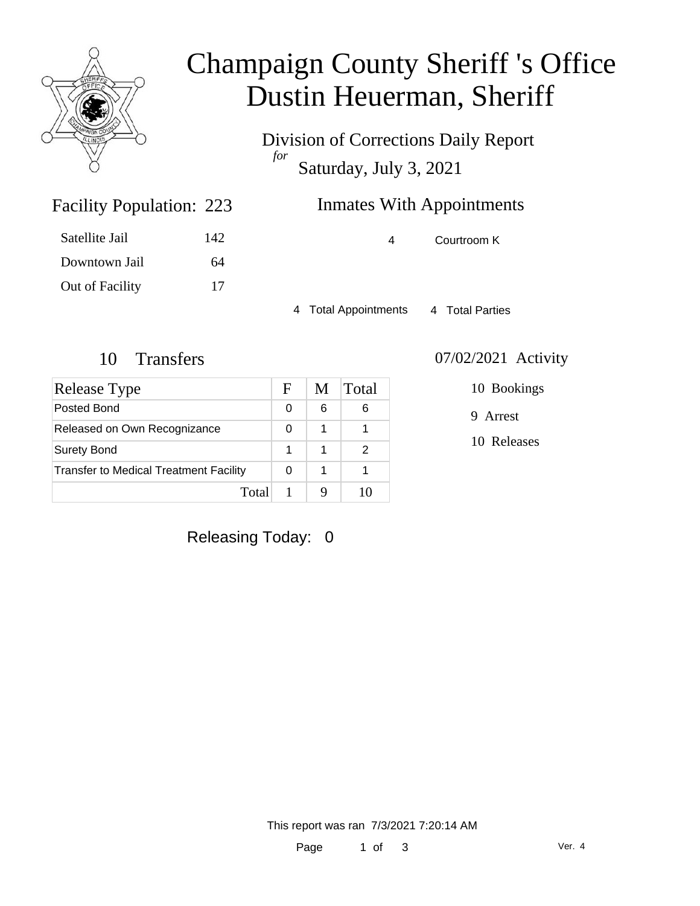# Champaign County Sheriff 's Office
# Dustin Heuerman, Sheriff

Division of Corrections Daily Report

*for*

Saturday, July 3, 2021

## Facility Population: 223

| | |
|---|---|
| Satellite Jail | 142 |
| Downtown Jail | 64 |
| Out of Facility | 17 |

## Inmates With Appointments

| | |
|---|---|
| 4 | Courtroom K |

4 Total Appointments 4 Total Parties

## 10 Transfers

| Release Type | F | M | Total |
|---|---|---|---|
| Posted Bond | 0 | 6 | 6 |
| Released on Own Recognizance | 0 | 1 | 1 |
| Surety Bond | 1 | 1 | 2 |
| Transfer to Medical Treatment Facility | 0 | 1 | 1 |
| Total | 1 | 9 | 10 |

## 07/02/2021 Activity

10 Bookings

9 Arrest

10 Releases

Releasing Today: 0

This report was ran 7/3/2021 7:20:14 AM

Ver. 4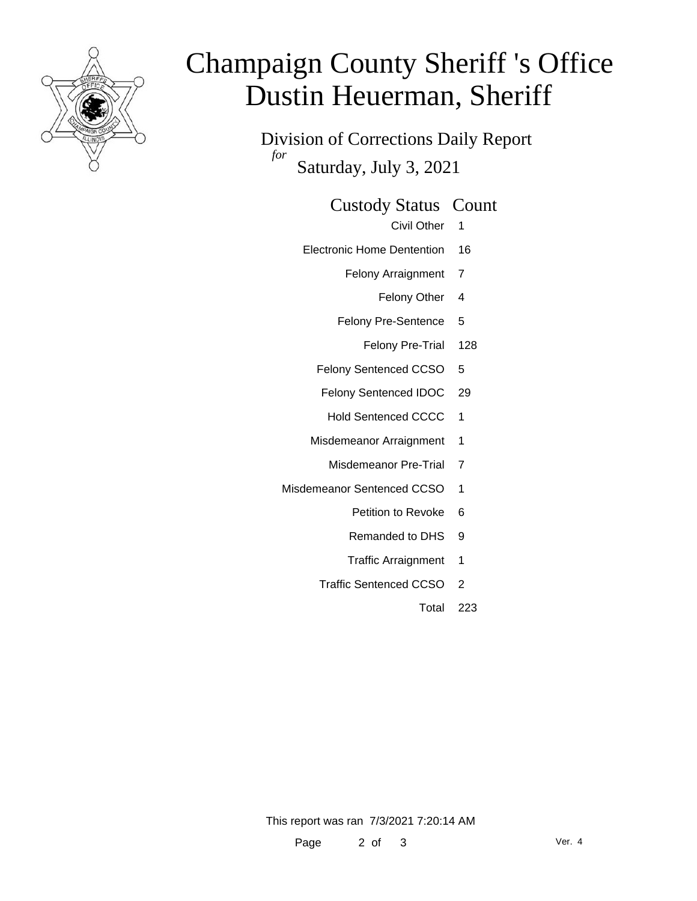# Champaign County Sheriff 's Office
# Dustin Heuerman, Sheriff

Division of Corrections Daily Report
*for*
Saturday, July 3, 2021

| Custody Status | Count |
|---|---|
| Civil Other | 1 |
| Electronic Home Dentention | 16 |
| Felony Arraignment | 7 |
| Felony Other | 4 |
| Felony Pre-Sentence | 5 |
| Felony Pre-Trial | 128 |
| Felony Sentenced CCSO | 5 |
| Felony Sentenced IDOC | 29 |
| Hold Sentenced CCCC | 1 |
| Misdemeanor Arraignment | 1 |
| Misdemeanor Pre-Trial | 7 |
| Misdemeanor Sentenced CCSO | 1 |
| Petition to Revoke | 6 |
| Remanded to DHS | 9 |
| Traffic Arraignment | 1 |
| Traffic Sentenced CCSO | 2 |
| Total | 223 |

This report was ran 7/3/2021 7:20:14 AM

Ver. 4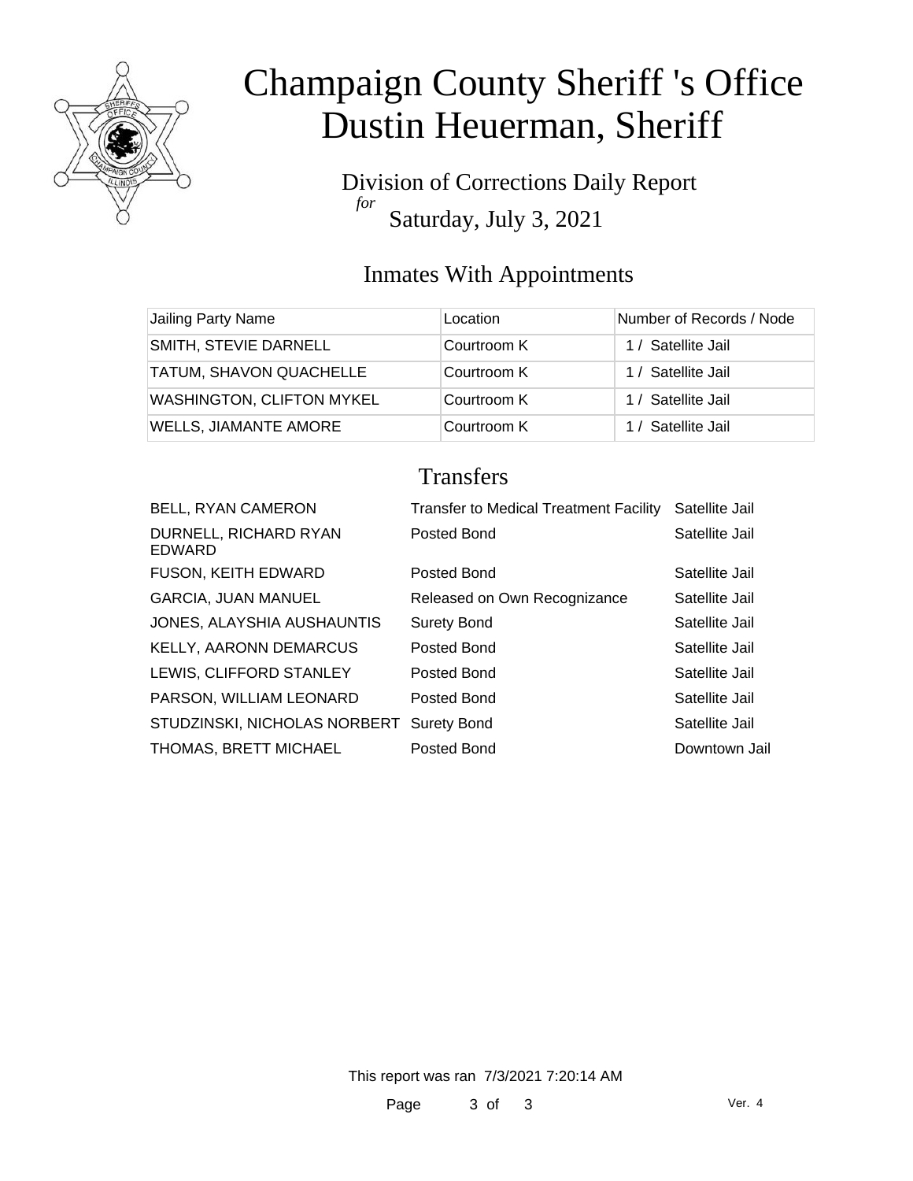# Champaign County Sheriff 's Office
# Dustin Heuerman, Sheriff

Division of Corrections Daily Report
*for*
Saturday, July 3, 2021

## Inmates With Appointments

| Jailing Party Name | Location | Number of Records / Node |
|---|---|---|
| SMITH, STEVIE DARNELL | Courtroom K | 1 / Satellite Jail |
| TATUM, SHAVON QUACHELLE | Courtroom K | 1 / Satellite Jail |
| WASHINGTON, CLIFTON MYKEL | Courtroom K | 1 / Satellite Jail |
| WELLS, JIAMANTE AMORE | Courtroom K | 1 / Satellite Jail |

## Transfers

| | | |
|---|---|---|
| BELL, RYAN CAMERON | Transfer to Medical Treatment Facility | Satellite Jail |
| DURNELL, RICHARD RYAN EDWARD | Posted Bond | Satellite Jail |
| FUSON, KEITH EDWARD | Posted Bond | Satellite Jail |
| GARCIA, JUAN MANUEL | Released on Own Recognizance | Satellite Jail |
| JONES, ALAYSHIA AUSHAUNTIS | Surety Bond | Satellite Jail |
| KELLY, AARONN DEMARCUS | Posted Bond | Satellite Jail |
| LEWIS, CLIFFORD STANLEY | Posted Bond | Satellite Jail |
| PARSON, WILLIAM LEONARD | Posted Bond | Satellite Jail |
| STUDZINSKI, NICHOLAS NORBERT | Surety Bond | Satellite Jail |
| THOMAS, BRETT MICHAEL | Posted Bond | Downtown Jail |

This report was ran 7/3/2021 7:20:14 AM

Ver. 4